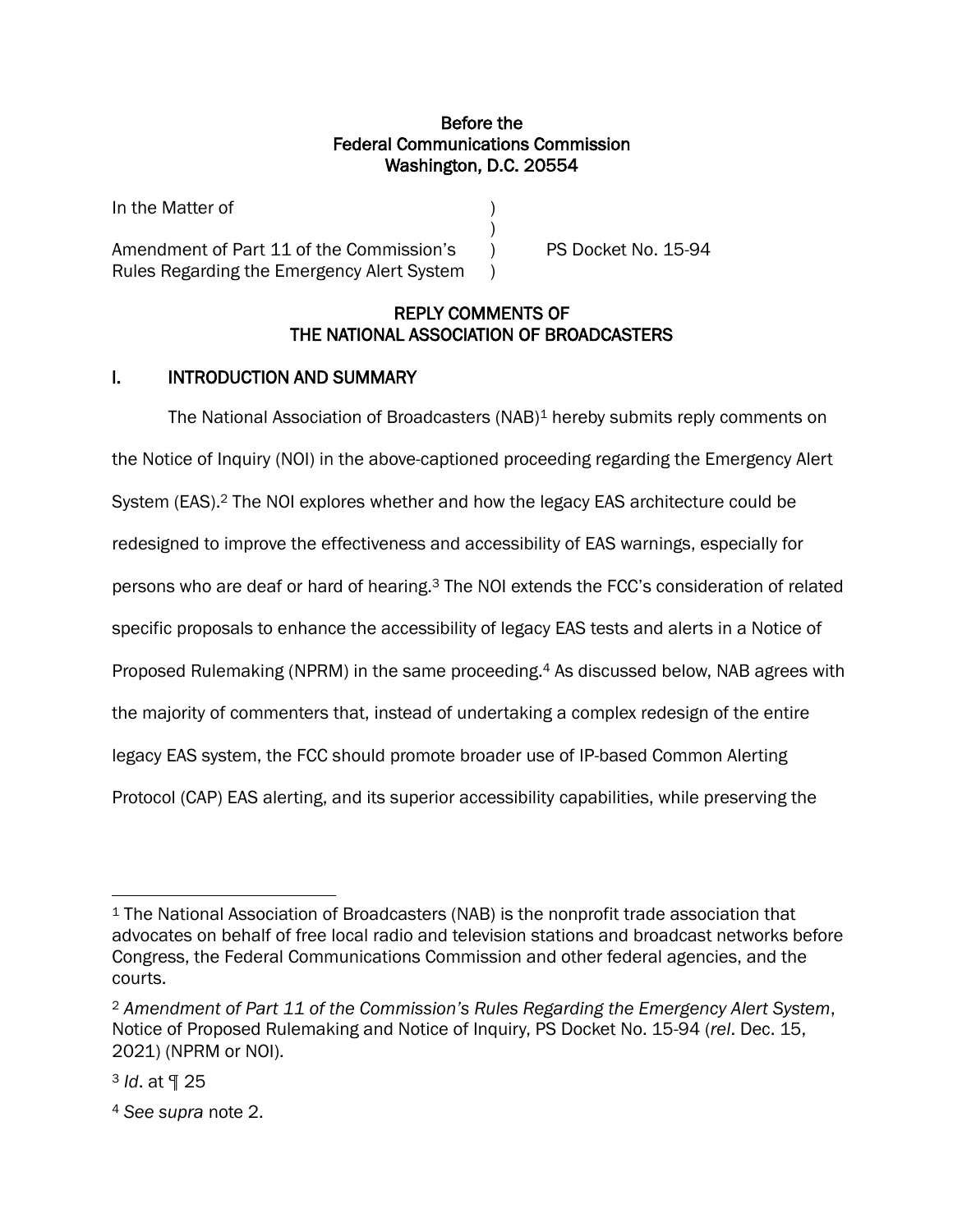**Before the**
**Federal Communications Commission**
**Washington, D.C. 20554**

| | | |
|---|---|---|
| In the Matter of | ) | |
| | ) | |
| Amendment of Part 11 of the Commission's | ) | PS Docket No. 15-94 |
| Rules Regarding the Emergency Alert System | ) | |

## REPLY COMMENTS OF THE NATIONAL ASSOCIATION OF BROADCASTERS

## I. INTRODUCTION AND SUMMARY

The National Association of Broadcasters (NAB)[1] hereby submits reply comments on the Notice of Inquiry (NOI) in the above-captioned proceeding regarding the Emergency Alert System (EAS).[2] The NOI explores whether and how the legacy EAS architecture could be redesigned to improve the effectiveness and accessibility of EAS warnings, especially for persons who are deaf or hard of hearing.[3] The NOI extends the FCC's consideration of related specific proposals to enhance the accessibility of legacy EAS tests and alerts in a Notice of Proposed Rulemaking (NPRM) in the same proceeding.[4] As discussed below, NAB agrees with the majority of commenters that, instead of undertaking a complex redesign of the entire legacy EAS system, the FCC should promote broader use of IP-based Common Alerting Protocol (CAP) EAS alerting, and its superior accessibility capabilities, while preserving the

---

[1] The National Association of Broadcasters (NAB) is the nonprofit trade association that advocates on behalf of free local radio and television stations and broadcast networks before Congress, the Federal Communications Commission and other federal agencies, and the courts.

[2] *Amendment of Part 11 of the Commission's Rules Regarding the Emergency Alert System*, Notice of Proposed Rulemaking and Notice of Inquiry, PS Docket No. 15-94 (*rel*. Dec. 15, 2021) (NPRM or NOI).

[3] *Id*. at ¶ 25

[4] *See supra* note 2.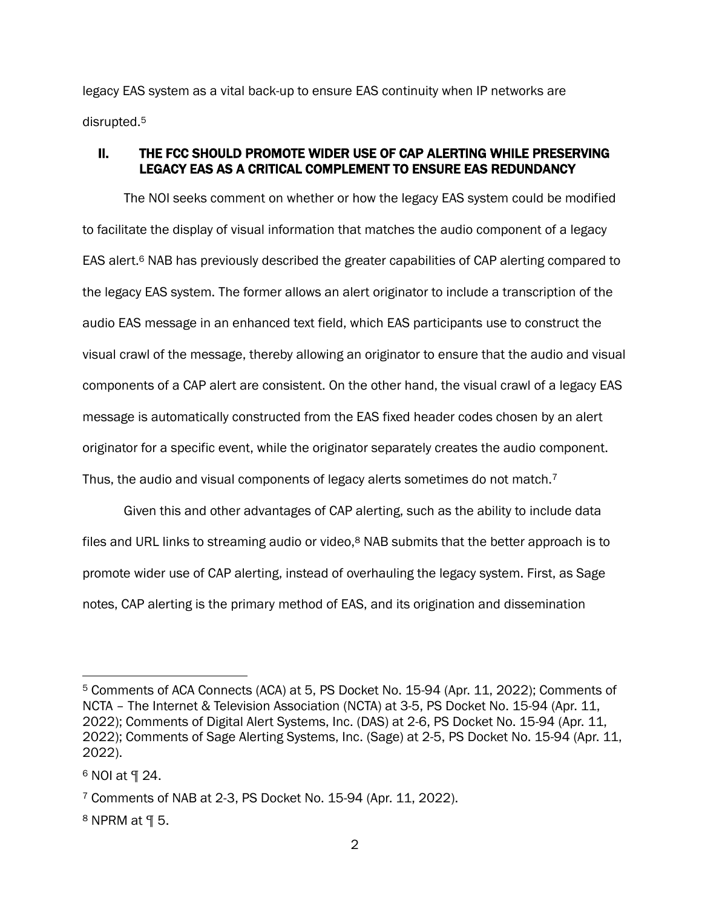legacy EAS system as a vital back-up to ensure EAS continuity when IP networks are disrupted.[5]

## II. THE FCC SHOULD PROMOTE WIDER USE OF CAP ALERTING WHILE PRESERVING LEGACY EAS AS A CRITICAL COMPLEMENT TO ENSURE EAS REDUNDANCY

The NOI seeks comment on whether or how the legacy EAS system could be modified to facilitate the display of visual information that matches the audio component of a legacy EAS alert.[6] NAB has previously described the greater capabilities of CAP alerting compared to the legacy EAS system. The former allows an alert originator to include a transcription of the audio EAS message in an enhanced text field, which EAS participants use to construct the visual crawl of the message, thereby allowing an originator to ensure that the audio and visual components of a CAP alert are consistent. On the other hand, the visual crawl of a legacy EAS message is automatically constructed from the EAS fixed header codes chosen by an alert originator for a specific event, while the originator separately creates the audio component. Thus, the audio and visual components of legacy alerts sometimes do not match.[7]

Given this and other advantages of CAP alerting, such as the ability to include data files and URL links to streaming audio or video,[8] NAB submits that the better approach is to promote wider use of CAP alerting, instead of overhauling the legacy system. First, as Sage notes, CAP alerting is the primary method of EAS, and its origination and dissemination

---

[5] Comments of ACA Connects (ACA) at 5, PS Docket No. 15-94 (Apr. 11, 2022); Comments of NCTA – The Internet & Television Association (NCTA) at 3-5, PS Docket No. 15-94 (Apr. 11, 2022); Comments of Digital Alert Systems, Inc. (DAS) at 2-6, PS Docket No. 15-94 (Apr. 11, 2022); Comments of Sage Alerting Systems, Inc. (Sage) at 2-5, PS Docket No. 15-94 (Apr. 11, 2022).

[6] NOI at ¶ 24.

[7] Comments of NAB at 2-3, PS Docket No. 15-94 (Apr. 11, 2022).

[8] NPRM at ¶ 5.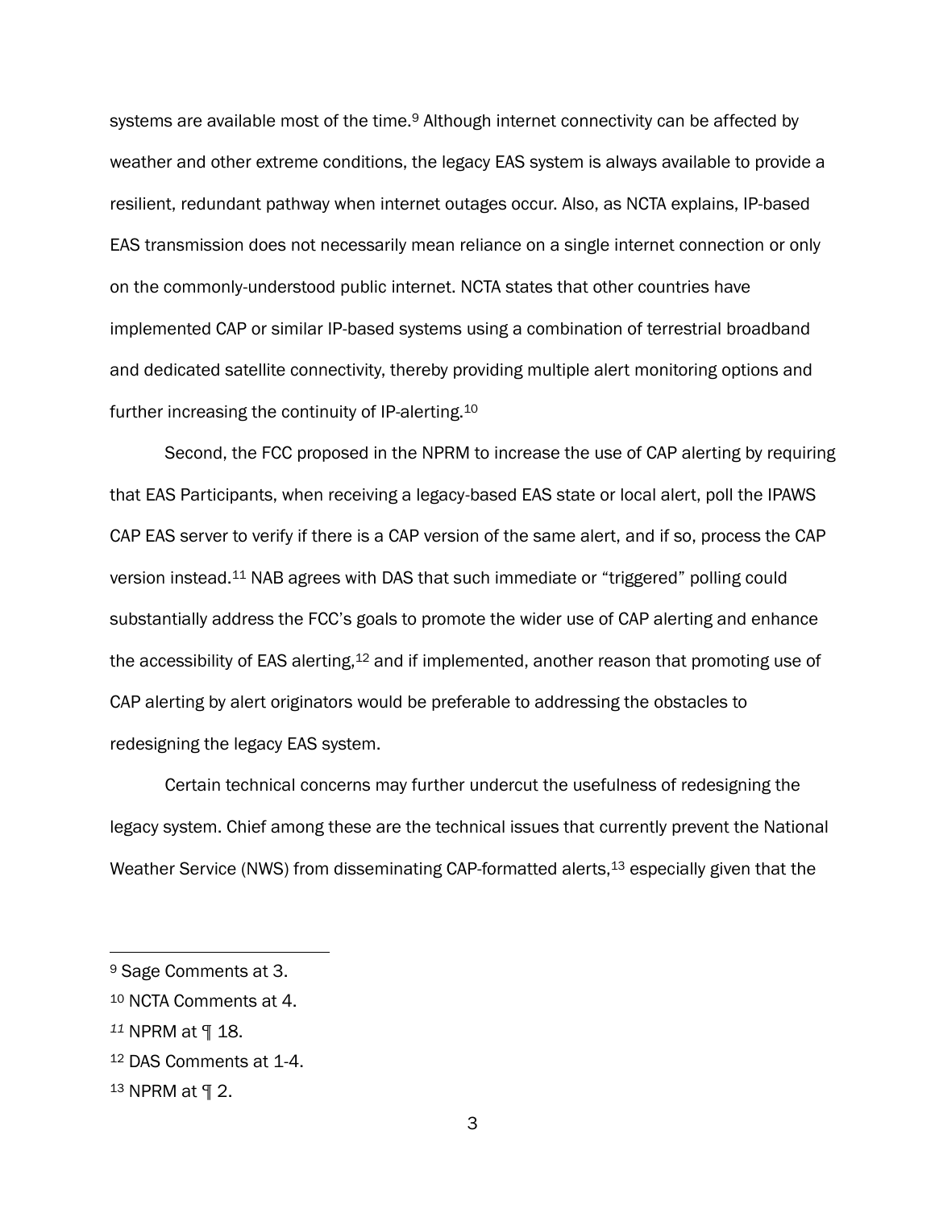systems are available most of the time.[9] Although internet connectivity can be affected by weather and other extreme conditions, the legacy EAS system is always available to provide a resilient, redundant pathway when internet outages occur. Also, as NCTA explains, IP-based EAS transmission does not necessarily mean reliance on a single internet connection or only on the commonly-understood public internet. NCTA states that other countries have implemented CAP or similar IP-based systems using a combination of terrestrial broadband and dedicated satellite connectivity, thereby providing multiple alert monitoring options and further increasing the continuity of IP-alerting.[10]

Second, the FCC proposed in the NPRM to increase the use of CAP alerting by requiring that EAS Participants, when receiving a legacy-based EAS state or local alert, poll the IPAWS CAP EAS server to verify if there is a CAP version of the same alert, and if so, process the CAP version instead.[11] NAB agrees with DAS that such immediate or "triggered" polling could substantially address the FCC's goals to promote the wider use of CAP alerting and enhance the accessibility of EAS alerting,[12] and if implemented, another reason that promoting use of CAP alerting by alert originators would be preferable to addressing the obstacles to redesigning the legacy EAS system.

Certain technical concerns may further undercut the usefulness of redesigning the legacy system. Chief among these are the technical issues that currently prevent the National Weather Service (NWS) from disseminating CAP-formatted alerts,[13] especially given that the

---

[9] Sage Comments at 3.

[10] NCTA Comments at 4.

[11] NPRM at ¶ 18.

[12] DAS Comments at 1-4.

[13] NPRM at ¶ 2.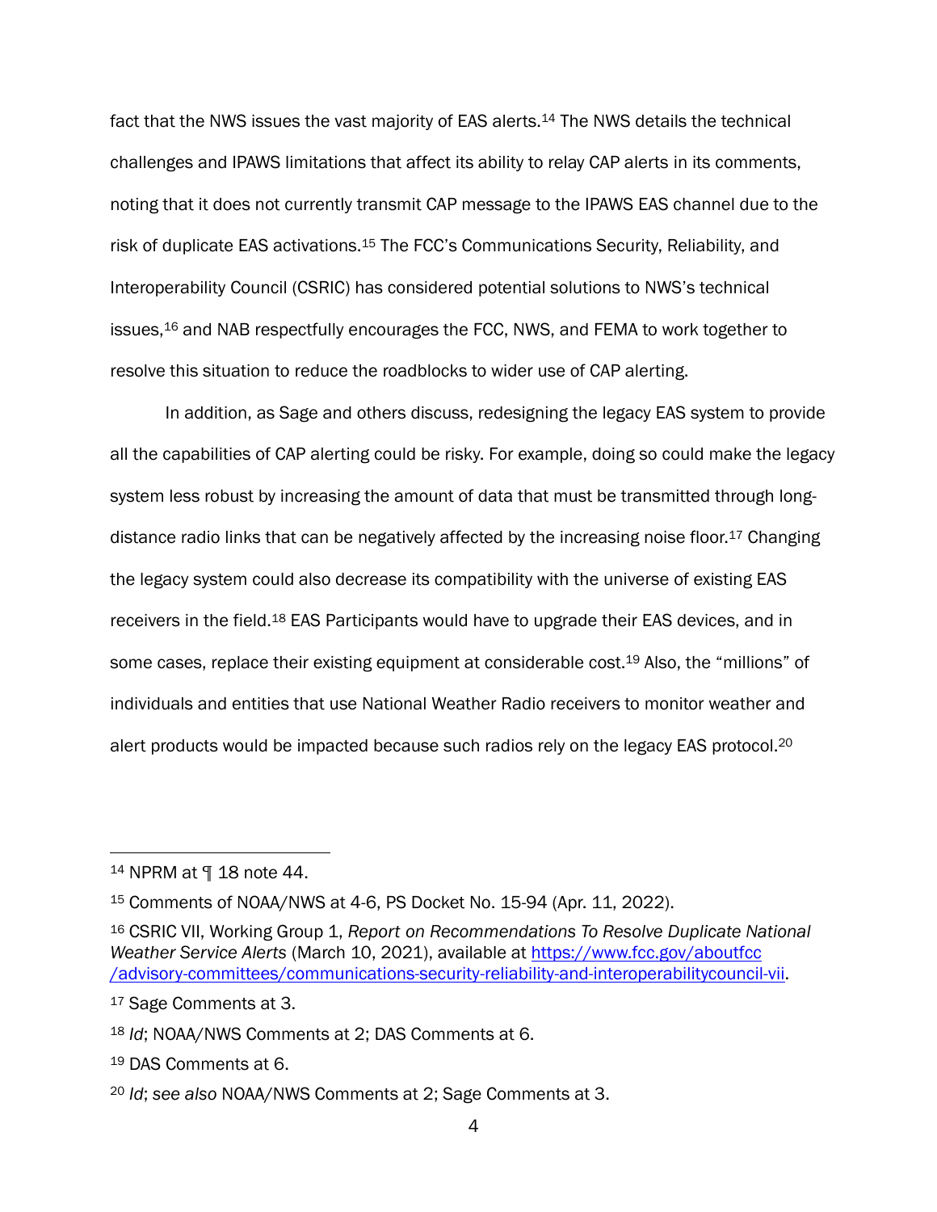fact that the NWS issues the vast majority of EAS alerts.[14] The NWS details the technical challenges and IPAWS limitations that affect its ability to relay CAP alerts in its comments, noting that it does not currently transmit CAP message to the IPAWS EAS channel due to the risk of duplicate EAS activations.[15] The FCC's Communications Security, Reliability, and Interoperability Council (CSRIC) has considered potential solutions to NWS's technical issues,[16] and NAB respectfully encourages the FCC, NWS, and FEMA to work together to resolve this situation to reduce the roadblocks to wider use of CAP alerting.

In addition, as Sage and others discuss, redesigning the legacy EAS system to provide all the capabilities of CAP alerting could be risky. For example, doing so could make the legacy system less robust by increasing the amount of data that must be transmitted through long-distance radio links that can be negatively affected by the increasing noise floor.[17] Changing the legacy system could also decrease its compatibility with the universe of existing EAS receivers in the field.[18] EAS Participants would have to upgrade their EAS devices, and in some cases, replace their existing equipment at considerable cost.[19] Also, the "millions" of individuals and entities that use National Weather Radio receivers to monitor weather and alert products would be impacted because such radios rely on the legacy EAS protocol.[20]

---

[14] NPRM at ¶ 18 note 44.

[15] Comments of NOAA/NWS at 4-6, PS Docket No. 15-94 (Apr. 11, 2022).

[16] CSRIC VII, Working Group 1, *Report on Recommendations To Resolve Duplicate National Weather Service Alerts* (March 10, 2021), available at [https://www.fcc.gov/aboutfcc/advisory-committees/communications-security-reliability-and-interoperabilitycouncil-vii](https://www.fcc.gov/aboutfcc/advisory-committees/communications-security-reliability-and-interoperabilitycouncil-vii).

[17] Sage Comments at 3.

[18] *Id*; NOAA/NWS Comments at 2; DAS Comments at 6.

[19] DAS Comments at 6.

[20] *Id*; *see also* NOAA/NWS Comments at 2; Sage Comments at 3.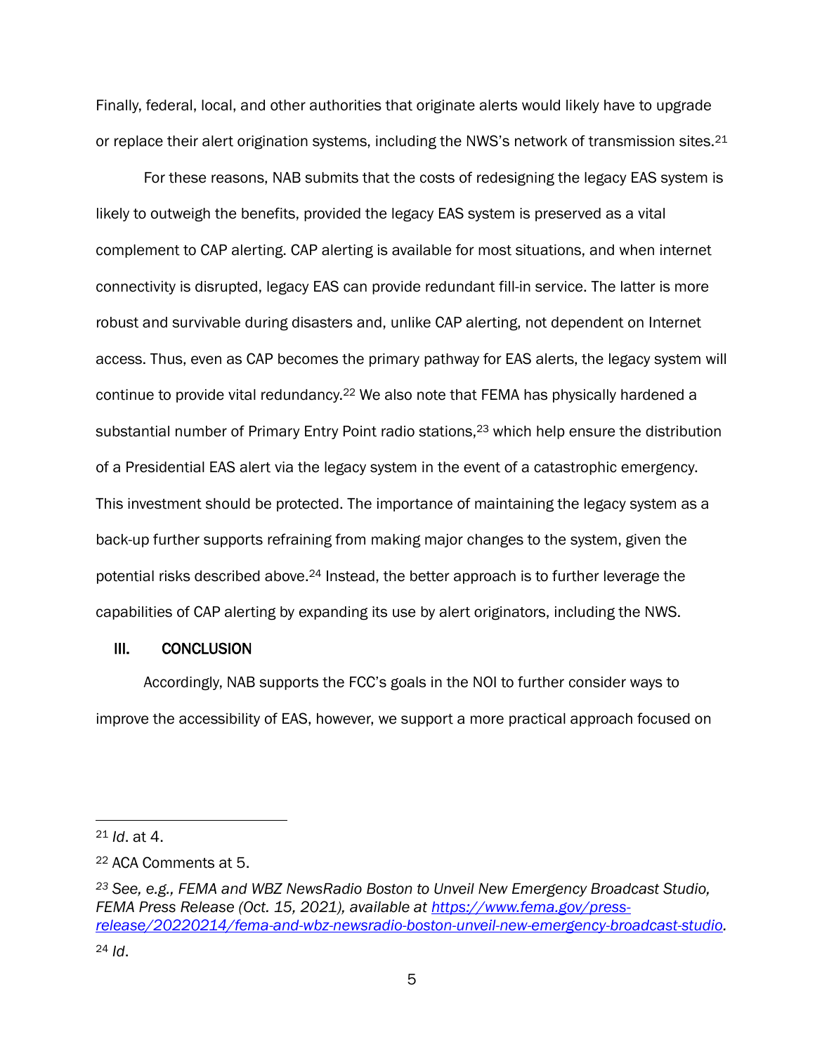Finally, federal, local, and other authorities that originate alerts would likely have to upgrade or replace their alert origination systems, including the NWS's network of transmission sites.[21]

For these reasons, NAB submits that the costs of redesigning the legacy EAS system is likely to outweigh the benefits, provided the legacy EAS system is preserved as a vital complement to CAP alerting. CAP alerting is available for most situations, and when internet connectivity is disrupted, legacy EAS can provide redundant fill-in service. The latter is more robust and survivable during disasters and, unlike CAP alerting, not dependent on Internet access. Thus, even as CAP becomes the primary pathway for EAS alerts, the legacy system will continue to provide vital redundancy.[22] We also note that FEMA has physically hardened a substantial number of Primary Entry Point radio stations,[23] which help ensure the distribution of a Presidential EAS alert via the legacy system in the event of a catastrophic emergency. This investment should be protected. The importance of maintaining the legacy system as a back-up further supports refraining from making major changes to the system, given the potential risks described above.[24] Instead, the better approach is to further leverage the capabilities of CAP alerting by expanding its use by alert originators, including the NWS.

## III. CONCLUSION

Accordingly, NAB supports the FCC's goals in the NOI to further consider ways to improve the accessibility of EAS, however, we support a more practical approach focused on

---

[21] *Id*. at 4.

[22] ACA Comments at 5.

[23] *See, e.g., FEMA and WBZ NewsRadio Boston to Unveil New Emergency Broadcast Studio, FEMA Press Release (Oct. 15, 2021), available at https://www.fema.gov/press-release/20220214/fema-and-wbz-newsradio-boston-unveil-new-emergency-broadcast-studio.*

[24] *Id*.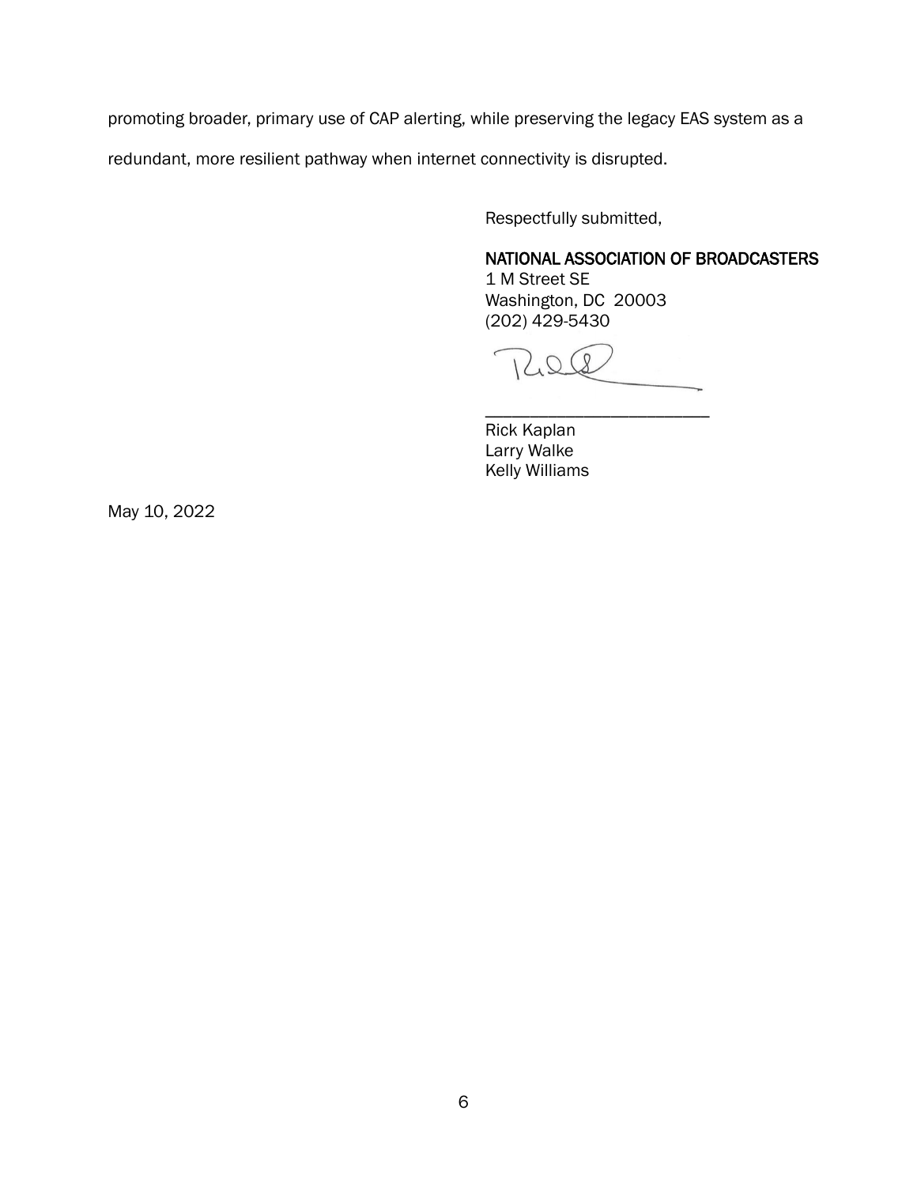promoting broader, primary use of CAP alerting, while preserving the legacy EAS system as a redundant, more resilient pathway when internet connectivity is disrupted.

Respectfully submitted,

NATIONAL ASSOCIATION OF BROADCASTERS
1 M Street SE
Washington, DC 20003
(202) 429-5430

\_\_\_\_\_\_\_\_\_\_\_\_\_\_\_\_\_\_\_\_\_\_\_\_\_\_\_\_
Rick Kaplan
Larry Walke
Kelly Williams

May 10, 2022